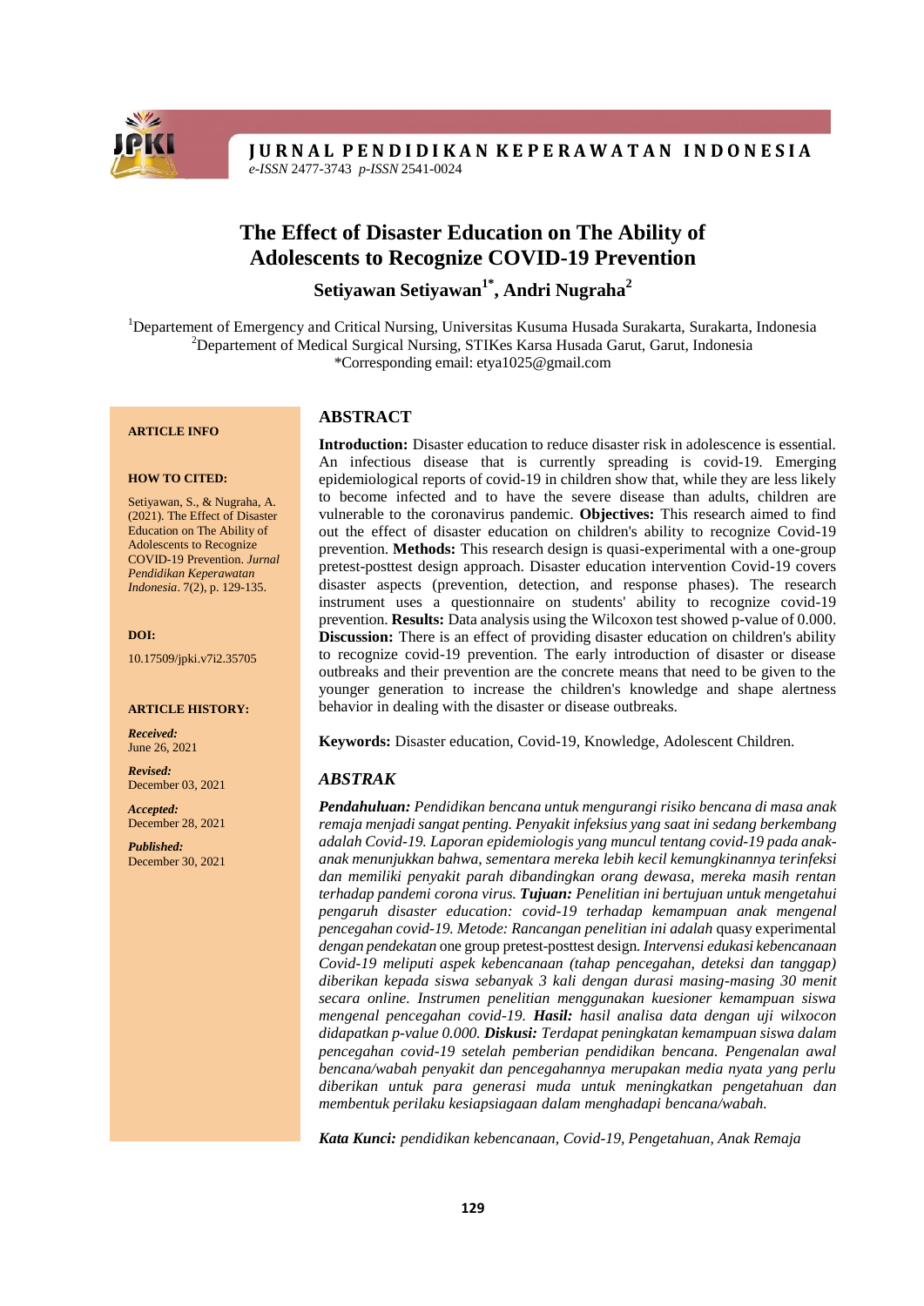**JURNAL PENDIDIKAN KEPERAWATAN INDONESIA**
*e-ISSN* 2477-3743 *p-ISSN* 2541-0024

# The Effect of Disaster Education on The Ability of Adolescents to Recognize COVID-19 Prevention

**Setiyawan Setiyawan[1*], Andri Nugraha[2]**

[1]Departement of Emergency and Critical Nursing, Universitas Kusuma Husada Surakarta, Surakarta, Indonesia
[2]Departement of Medical Surgical Nursing, STIKes Karsa Husada Garut, Garut, Indonesia
*Corresponding email: etya1025@gmail.com

**ARTICLE INFO**

**HOW TO CITED:**

Setiyawan, S., & Nugraha, A. (2021). The Effect of Disaster Education on The Ability of Adolescents to Recognize COVID-19 Prevention. *Jurnal Pendidikan Keperawatan Indonesia*. 7(2), p. 129-135.

**DOI:**

10.17509/jpki.v7i2.35705

**ARTICLE HISTORY:**

***Received:***
June 26, 2021

***Revised:***
December 03, 2021

***Accepted:***
December 28, 2021

***Published:***
December 30, 2021

## ABSTRACT

**Introduction:** Disaster education to reduce disaster risk in adolescence is essential. An infectious disease that is currently spreading is covid-19. Emerging epidemiological reports of covid-19 in children show that, while they are less likely to become infected and to have the severe disease than adults, children are vulnerable to the coronavirus pandemic. **Objectives:** This research aimed to find out the effect of disaster education on children's ability to recognize Covid-19 prevention. **Methods:** This research design is quasi-experimental with a one-group pretest-posttest design approach. Disaster education intervention Covid-19 covers disaster aspects (prevention, detection, and response phases). The research instrument uses a questionnaire on students' ability to recognize covid-19 prevention. **Results:** Data analysis using the Wilcoxon test showed p-value of 0.000. **Discussion:** There is an effect of providing disaster education on children's ability to recognize covid-19 prevention. The early introduction of disaster or disease outbreaks and their prevention are the concrete means that need to be given to the younger generation to increase the children's knowledge and shape alertness behavior in dealing with the disaster or disease outbreaks.

**Keywords:** Disaster education, Covid-19, Knowledge, Adolescent Children.

## *ABSTRAK*

***Pendahuluan:*** *Pendidikan bencana untuk mengurangi risiko bencana di masa anak remaja menjadi sangat penting. Penyakit infeksius yang saat ini sedang berkembang adalah Covid-19. Laporan epidemiologis yang muncul tentang covid-19 pada anak-anak menunjukkan bahwa, sementara mereka lebih kecil kemungkinannya terinfeksi dan memiliki penyakit parah dibandingkan orang dewasa, mereka masih rentan terhadap pandemi corona virus.* ***Tujuan:*** *Penelitian ini bertujuan untuk mengetahui pengaruh disaster education: covid-19 terhadap kemampuan anak mengenal pencegahan covid-19. Metode: Rancangan penelitian ini adalah* quasy experimental *dengan pendekatan* one group pretest-posttest design*. Intervensi edukasi kebencanaan Covid-19 meliputi aspek kebencanaan (tahap pencegahan, deteksi dan tanggap) diberikan kepada siswa sebanyak 3 kali dengan durasi masing-masing 30 menit secara online. Instrumen penelitian menggunakan kuesioner kemampuan siswa mengenal pencegahan covid-19.* ***Hasil:*** *hasil analisa data dengan uji wilxocon didapatkan p-value 0.000.* ***Diskusi:*** *Terdapat peningkatan kemampuan siswa dalam pencegahan covid-19 setelah pemberian pendidikan bencana. Pengenalan awal bencana/wabah penyakit dan pencegahannya merupakan media nyata yang perlu diberikan untuk para generasi muda untuk meningkatkan pengetahuan dan membentuk perilaku kesiapsiagaan dalam menghadapi bencana/wabah.*

***Kata Kunci:*** *pendidikan kebencanaan, Covid-19, Pengetahuan, Anak Remaja*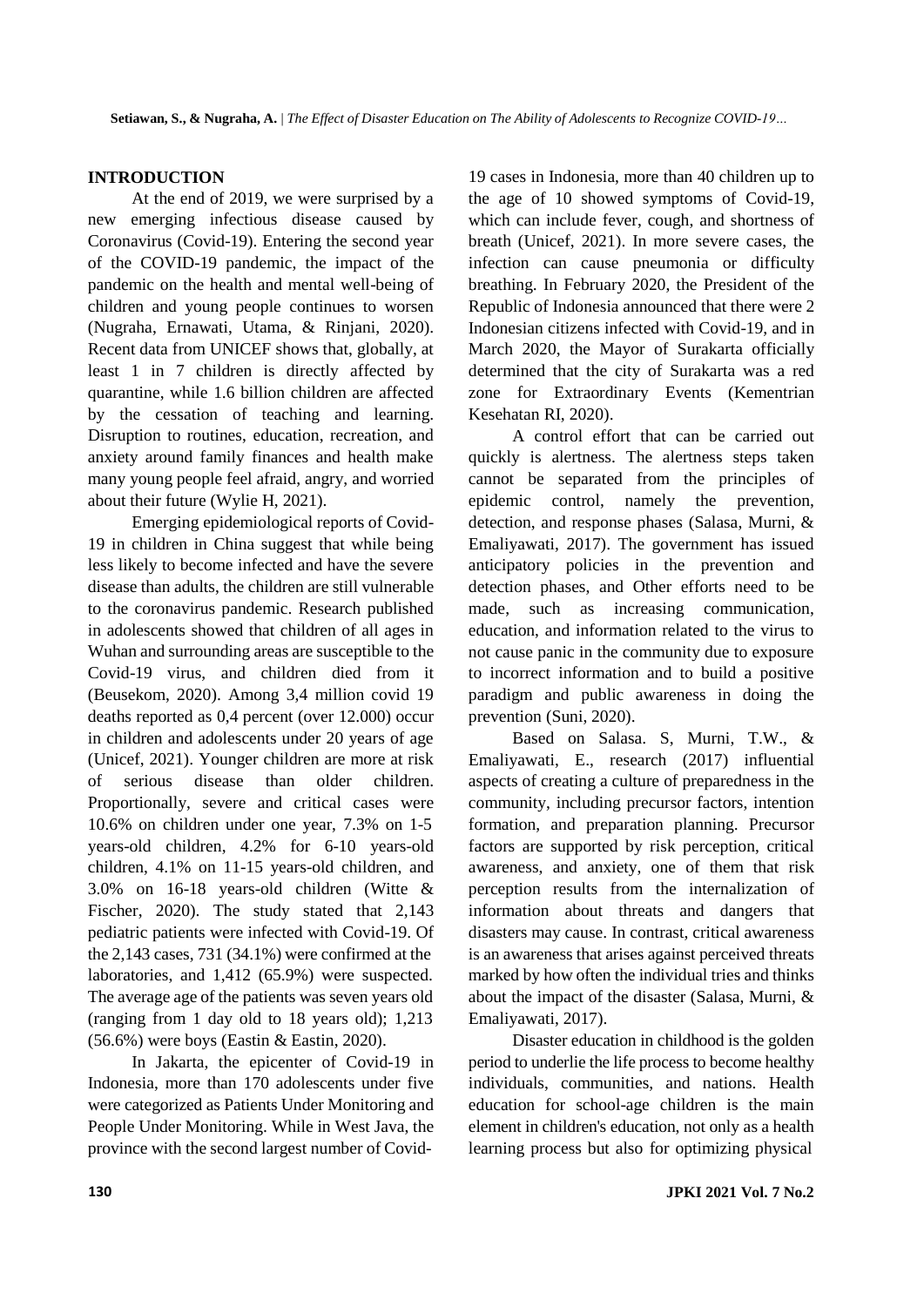## INTRODUCTION

At the end of 2019, we were surprised by a new emerging infectious disease caused by Coronavirus (Covid-19). Entering the second year of the COVID-19 pandemic, the impact of the pandemic on the health and mental well-being of children and young people continues to worsen (Nugraha, Ernawati, Utama, & Rinjani, 2020). Recent data from UNICEF shows that, globally, at least 1 in 7 children is directly affected by quarantine, while 1.6 billion children are affected by the cessation of teaching and learning. Disruption to routines, education, recreation, and anxiety around family finances and health make many young people feel afraid, angry, and worried about their future (Wylie H, 2021).

Emerging epidemiological reports of Covid-19 in children in China suggest that while being less likely to become infected and have the severe disease than adults, the children are still vulnerable to the coronavirus pandemic. Research published in adolescents showed that children of all ages in Wuhan and surrounding areas are susceptible to the Covid-19 virus, and children died from it (Beusekom, 2020). Among 3,4 million covid 19 deaths reported as 0,4 percent (over 12.000) occur in children and adolescents under 20 years of age (Unicef, 2021). Younger children are more at risk of serious disease than older children. Proportionally, severe and critical cases were 10.6% on children under one year, 7.3% on 1-5 years-old children, 4.2% for 6-10 years-old children, 4.1% on 11-15 years-old children, and 3.0% on 16-18 years-old children (Witte & Fischer, 2020). The study stated that 2,143 pediatric patients were infected with Covid-19. Of the 2,143 cases, 731 (34.1%) were confirmed at the laboratories, and 1,412 (65.9%) were suspected. The average age of the patients was seven years old (ranging from 1 day old to 18 years old); 1,213 (56.6%) were boys (Eastin & Eastin, 2020).

In Jakarta, the epicenter of Covid-19 in Indonesia, more than 170 adolescents under five were categorized as Patients Under Monitoring and People Under Monitoring. While in West Java, the province with the second largest number of Covid-19 cases in Indonesia, more than 40 children up to the age of 10 showed symptoms of Covid-19, which can include fever, cough, and shortness of breath (Unicef, 2021). In more severe cases, the infection can cause pneumonia or difficulty breathing. In February 2020, the President of the Republic of Indonesia announced that there were 2 Indonesian citizens infected with Covid-19, and in March 2020, the Mayor of Surakarta officially determined that the city of Surakarta was a red zone for Extraordinary Events (Kementrian Kesehatan RI, 2020).

A control effort that can be carried out quickly is alertness. The alertness steps taken cannot be separated from the principles of epidemic control, namely the prevention, detection, and response phases (Salasa, Murni, & Emaliyawati, 2017). The government has issued anticipatory policies in the prevention and detection phases, and Other efforts need to be made, such as increasing communication, education, and information related to the virus to not cause panic in the community due to exposure to incorrect information and to build a positive paradigm and public awareness in doing the prevention (Suni, 2020).

Based on Salasa. S, Murni, T.W., & Emaliyawati, E., research (2017) influential aspects of creating a culture of preparedness in the community, including precursor factors, intention formation, and preparation planning. Precursor factors are supported by risk perception, critical awareness, and anxiety, one of them that risk perception results from the internalization of information about threats and dangers that disasters may cause. In contrast, critical awareness is an awareness that arises against perceived threats marked by how often the individual tries and thinks about the impact of the disaster (Salasa, Murni, & Emaliyawati, 2017).

Disaster education in childhood is the golden period to underlie the life process to become healthy individuals, communities, and nations. Health education for school-age children is the main element in children's education, not only as a health learning process but also for optimizing physical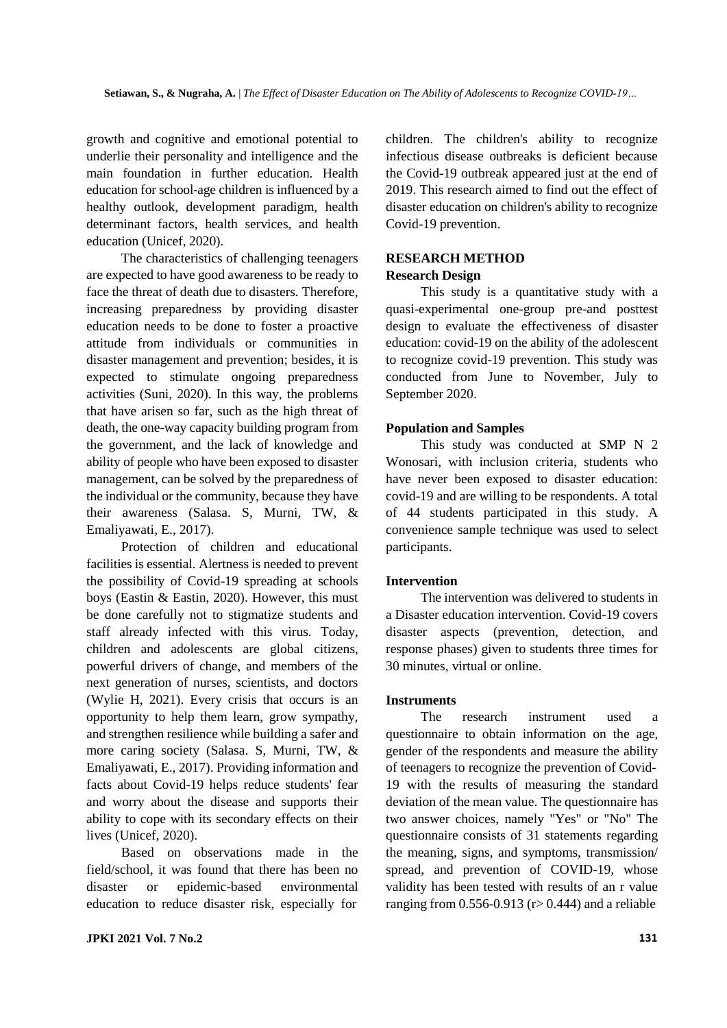growth and cognitive and emotional potential to underlie their personality and intelligence and the main foundation in further education. Health education for school-age children is influenced by a healthy outlook, development paradigm, health determinant factors, health services, and health education (Unicef, 2020).

The characteristics of challenging teenagers are expected to have good awareness to be ready to face the threat of death due to disasters. Therefore, increasing preparedness by providing disaster education needs to be done to foster a proactive attitude from individuals or communities in disaster management and prevention; besides, it is expected to stimulate ongoing preparedness activities (Suni, 2020). In this way, the problems that have arisen so far, such as the high threat of death, the one-way capacity building program from the government, and the lack of knowledge and ability of people who have been exposed to disaster management, can be solved by the preparedness of the individual or the community, because they have their awareness (Salasa. S, Murni, TW, & Emaliyawati, E., 2017).

Protection of children and educational facilities is essential. Alertness is needed to prevent the possibility of Covid-19 spreading at schools boys (Eastin & Eastin, 2020). However, this must be done carefully not to stigmatize students and staff already infected with this virus. Today, children and adolescents are global citizens, powerful drivers of change, and members of the next generation of nurses, scientists, and doctors (Wylie H, 2021). Every crisis that occurs is an opportunity to help them learn, grow sympathy, and strengthen resilience while building a safer and more caring society (Salasa. S, Murni, TW, & Emaliyawati, E., 2017). Providing information and facts about Covid-19 helps reduce students' fear and worry about the disease and supports their ability to cope with its secondary effects on their lives (Unicef, 2020).

Based on observations made in the field/school, it was found that there has been no disaster or epidemic-based environmental education to reduce disaster risk, especially for children. The children's ability to recognize infectious disease outbreaks is deficient because the Covid-19 outbreak appeared just at the end of 2019. This research aimed to find out the effect of disaster education on children's ability to recognize Covid-19 prevention.

## RESEARCH METHOD

### Research Design

This study is a quantitative study with a quasi-experimental one-group pre-and posttest design to evaluate the effectiveness of disaster education: covid-19 on the ability of the adolescent to recognize covid-19 prevention. This study was conducted from June to November, July to September 2020.

### Population and Samples

This study was conducted at SMP N 2 Wonosari, with inclusion criteria, students who have never been exposed to disaster education: covid-19 and are willing to be respondents. A total of 44 students participated in this study. A convenience sample technique was used to select participants.

### Intervention

The intervention was delivered to students in a Disaster education intervention. Covid-19 covers disaster aspects (prevention, detection, and response phases) given to students three times for 30 minutes, virtual or online.

### Instruments

The research instrument used a questionnaire to obtain information on the age, gender of the respondents and measure the ability of teenagers to recognize the prevention of Covid-19 with the results of measuring the standard deviation of the mean value. The questionnaire has two answer choices, namely "Yes" or "No" The questionnaire consists of 31 statements regarding the meaning, signs, and symptoms, transmission/ spread, and prevention of COVID-19, whose validity has been tested with results of an r value ranging from 0.556-0.913 ($r > 0.444$) and a reliable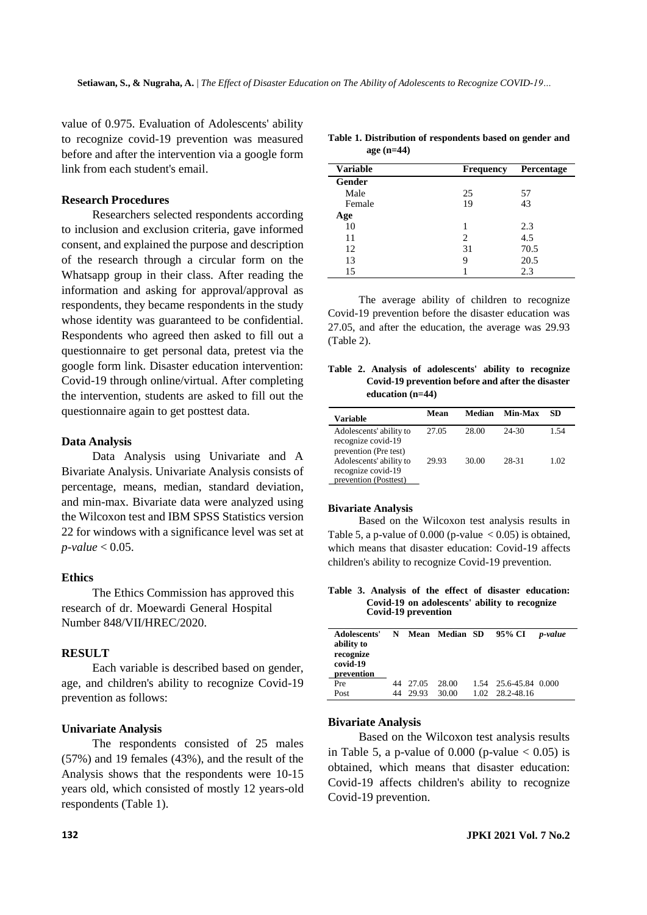value of 0.975. Evaluation of Adolescents' ability to recognize covid-19 prevention was measured before and after the intervention via a google form link from each student's email.

### Research Procedures

Researchers selected respondents according to inclusion and exclusion criteria, gave informed consent, and explained the purpose and description of the research through a circular form on the Whatsapp group in their class. After reading the information and asking for approval/approval as respondents, they became respondents in the study whose identity was guaranteed to be confidential. Respondents who agreed then asked to fill out a questionnaire to get personal data, pretest via the google form link. Disaster education intervention: Covid-19 through online/virtual. After completing the intervention, students are asked to fill out the questionnaire again to get posttest data.

### Data Analysis

Data Analysis using Univariate and A Bivariate Analysis. Univariate Analysis consists of percentage, means, median, standard deviation, and min-max. Bivariate data were analyzed using the Wilcoxon test and IBM SPSS Statistics version 22 for windows with a significance level was set at *p-value* $< 0.05$.

### Ethics

The Ethics Commission has approved this research of dr. Moewardi General Hospital Number 848/VII/HREC/2020.

## RESULT

Each variable is described based on gender, age, and children's ability to recognize Covid-19 prevention as follows:

### Univariate Analysis

The respondents consisted of 25 males (57%) and 19 females (43%), and the result of the Analysis shows that the respondents were 10-15 years old, which consisted of mostly 12 years-old respondents (Table 1).

**Table 1. Distribution of respondents based on gender and age (n=44)**

| Variable | Frequency | Percentage |
|---|---|---|
| **Gender** | | |
| Male | 25 | 57 |
| Female | 19 | 43 |
| **Age** | | |
| 10 | 1 | 2.3 |
| 11 | 2 | 4.5 |
| 12 | 31 | 70.5 |
| 13 | 9 | 20.5 |
| 15 | 1 | 2.3 |

The average ability of children to recognize Covid-19 prevention before the disaster education was 27.05, and after the education, the average was 29.93 (Table 2).

**Table 2. Analysis of adolescents' ability to recognize Covid-19 prevention before and after the disaster education (n=44)**

| Variable | Mean | Median | Min-Max | SD |
|---|---|---|---|---|
| Adolescents' ability to recognize covid-19 prevention (Pre test) | 27.05 | 28.00 | 24-30 | 1.54 |
| Adolescents' ability to recognize covid-19 prevention (Posttest) | 29.93 | 30.00 | 28-31 | 1.02 |

### Bivariate Analysis

Based on the Wilcoxon test analysis results in Table 5, a p-value of 0.000 (p-value $< 0.05$) is obtained, which means that disaster education: Covid-19 affects children's ability to recognize Covid-19 prevention.

**Table 3. Analysis of the effect of disaster education: Covid-19 on adolescents' ability to recognize Covid-19 prevention**

| Adolescents' ability to recognize covid-19 prevention | N | Mean | Median | SD | 95% CI | *p-value* |
|---|---|---|---|---|---|---|
| Pre | 44 | 27.05 | 28.00 | 1.54 | 25.6-45.84 | 0.000 |
| Post | 44 | 29.93 | 30.00 | 1.02 | 28.2-48.16 | |

### Bivariate Analysis

Based on the Wilcoxon test analysis results in Table 5, a p-value of 0.000 (p-value $< 0.05$) is obtained, which means that disaster education: Covid-19 affects children's ability to recognize Covid-19 prevention.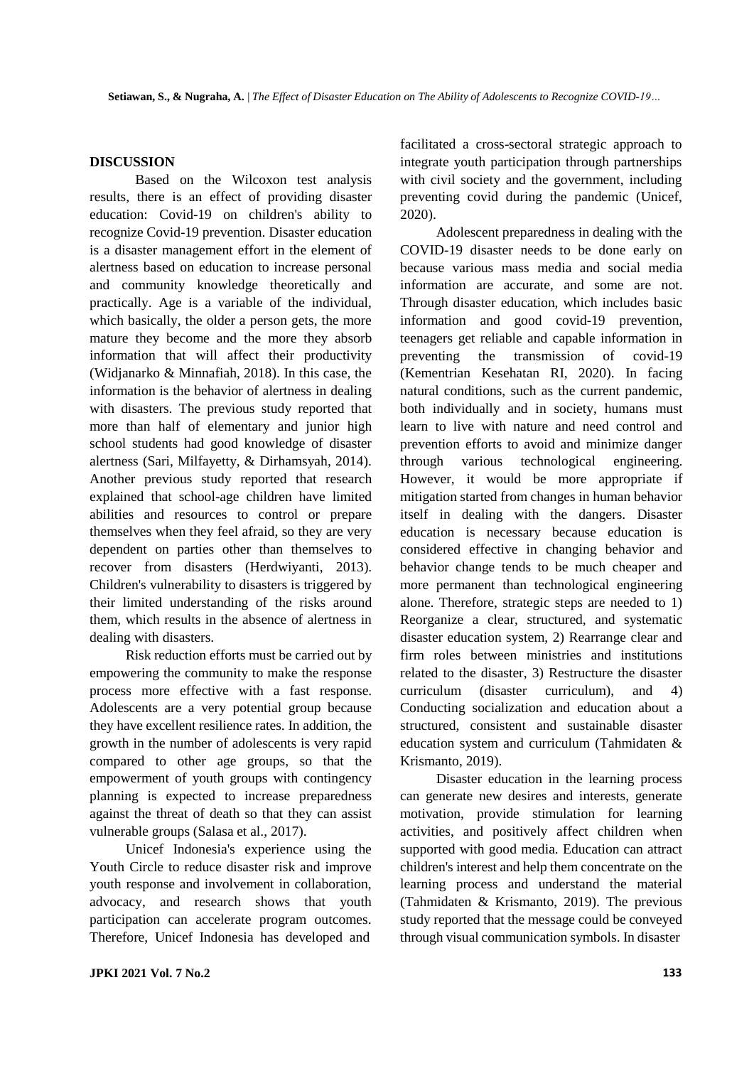## DISCUSSION

Based on the Wilcoxon test analysis results, there is an effect of providing disaster education: Covid-19 on children's ability to recognize Covid-19 prevention. Disaster education is a disaster management effort in the element of alertness based on education to increase personal and community knowledge theoretically and practically. Age is a variable of the individual, which basically, the older a person gets, the more mature they become and the more they absorb information that will affect their productivity (Widjanarko & Minnafiah, 2018). In this case, the information is the behavior of alertness in dealing with disasters. The previous study reported that more than half of elementary and junior high school students had good knowledge of disaster alertness (Sari, Milfayetty, & Dirhamsyah, 2014). Another previous study reported that research explained that school-age children have limited abilities and resources to control or prepare themselves when they feel afraid, so they are very dependent on parties other than themselves to recover from disasters (Herdwiyanti, 2013). Children's vulnerability to disasters is triggered by their limited understanding of the risks around them, which results in the absence of alertness in dealing with disasters.

Risk reduction efforts must be carried out by empowering the community to make the response process more effective with a fast response. Adolescents are a very potential group because they have excellent resilience rates. In addition, the growth in the number of adolescents is very rapid compared to other age groups, so that the empowerment of youth groups with contingency planning is expected to increase preparedness against the threat of death so that they can assist vulnerable groups (Salasa et al., 2017).

Unicef Indonesia's experience using the Youth Circle to reduce disaster risk and improve youth response and involvement in collaboration, advocacy, and research shows that youth participation can accelerate program outcomes. Therefore, Unicef Indonesia has developed and facilitated a cross-sectoral strategic approach to integrate youth participation through partnerships with civil society and the government, including preventing covid during the pandemic (Unicef, 2020).

Adolescent preparedness in dealing with the COVID-19 disaster needs to be done early on because various mass media and social media information are accurate, and some are not. Through disaster education, which includes basic information and good covid-19 prevention, teenagers get reliable and capable information in preventing the transmission of covid-19 (Kementrian Kesehatan RI, 2020). In facing natural conditions, such as the current pandemic, both individually and in society, humans must learn to live with nature and need control and prevention efforts to avoid and minimize danger through various technological engineering. However, it would be more appropriate if mitigation started from changes in human behavior itself in dealing with the dangers. Disaster education is necessary because education is considered effective in changing behavior and behavior change tends to be much cheaper and more permanent than technological engineering alone. Therefore, strategic steps are needed to 1) Reorganize a clear, structured, and systematic disaster education system, 2) Rearrange clear and firm roles between ministries and institutions related to the disaster, 3) Restructure the disaster curriculum (disaster curriculum), and 4) Conducting socialization and education about a structured, consistent and sustainable disaster education system and curriculum (Tahmidaten & Krismanto, 2019).

Disaster education in the learning process can generate new desires and interests, generate motivation, provide stimulation for learning activities, and positively affect children when supported with good media. Education can attract children's interest and help them concentrate on the learning process and understand the material (Tahmidaten & Krismanto, 2019). The previous study reported that the message could be conveyed through visual communication symbols. In disaster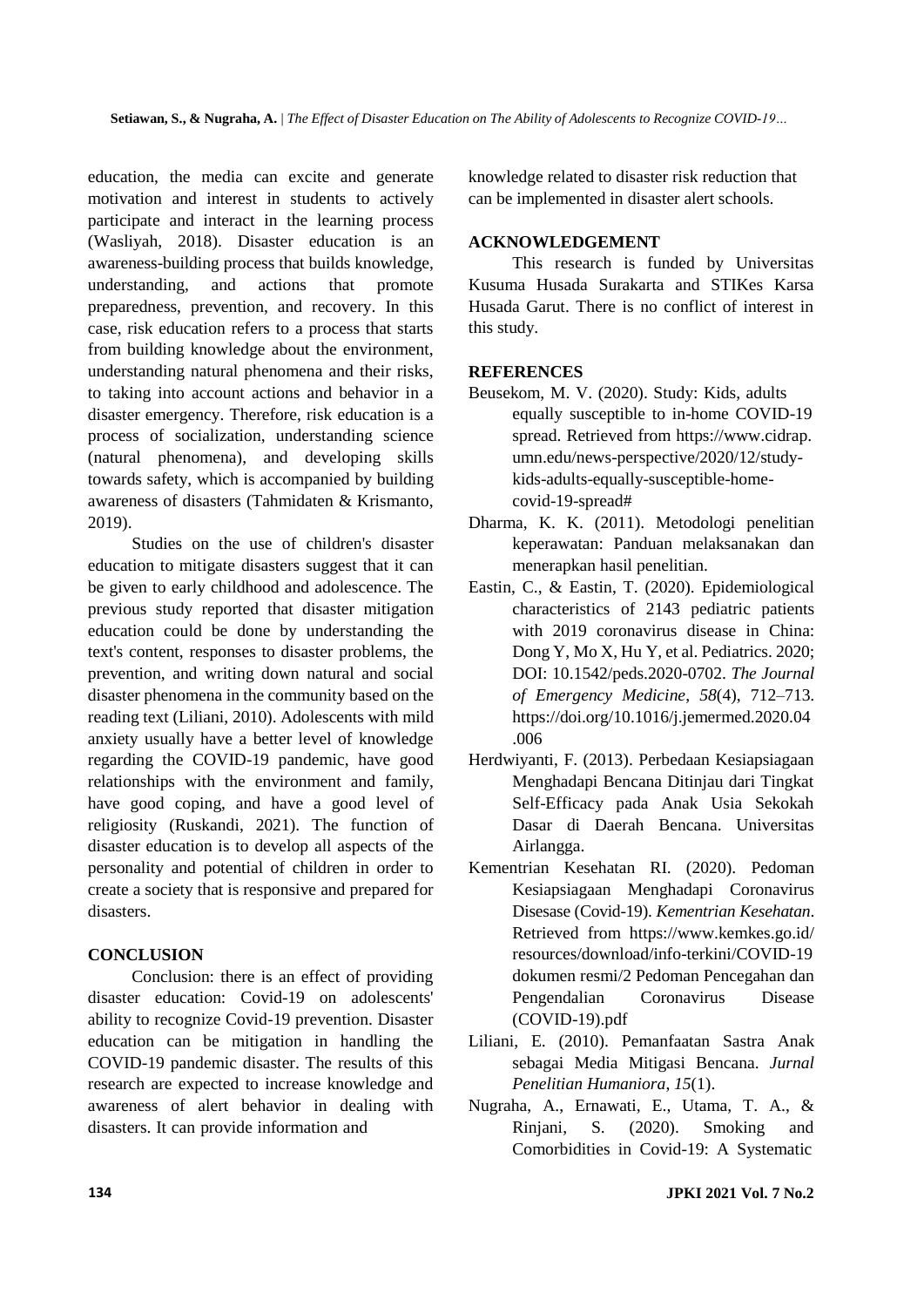education, the media can excite and generate motivation and interest in students to actively participate and interact in the learning process (Wasliyah, 2018). Disaster education is an awareness-building process that builds knowledge, understanding, and actions that promote preparedness, prevention, and recovery. In this case, risk education refers to a process that starts from building knowledge about the environment, understanding natural phenomena and their risks, to taking into account actions and behavior in a disaster emergency. Therefore, risk education is a process of socialization, understanding science (natural phenomena), and developing skills towards safety, which is accompanied by building awareness of disasters (Tahmidaten & Krismanto, 2019).

Studies on the use of children's disaster education to mitigate disasters suggest that it can be given to early childhood and adolescence. The previous study reported that disaster mitigation education could be done by understanding the text's content, responses to disaster problems, the prevention, and writing down natural and social disaster phenomena in the community based on the reading text (Liliani, 2010). Adolescents with mild anxiety usually have a better level of knowledge regarding the COVID-19 pandemic, have good relationships with the environment and family, have good coping, and have a good level of religiosity (Ruskandi, 2021). The function of disaster education is to develop all aspects of the personality and potential of children in order to create a society that is responsive and prepared for disasters.

## CONCLUSION

Conclusion: there is an effect of providing disaster education: Covid-19 on adolescents' ability to recognize Covid-19 prevention. Disaster education can be mitigation in handling the COVID-19 pandemic disaster. The results of this research are expected to increase knowledge and awareness of alert behavior in dealing with disasters. It can provide information and knowledge related to disaster risk reduction that can be implemented in disaster alert schools.

## ACKNOWLEDGEMENT

This research is funded by Universitas Kusuma Husada Surakarta and STIKes Karsa Husada Garut. There is no conflict of interest in this study.

## REFERENCES

Beusekom, M. V. (2020). Study: Kids, adults equally susceptible to in-home COVID-19 spread. Retrieved from https://www.cidrap.umn.edu/news-perspective/2020/12/study-kids-adults-equally-susceptible-home-covid-19-spread#

Dharma, K. K. (2011). Metodologi penelitian keperawatan: Panduan melaksanakan dan menerapkan hasil penelitian.

Eastin, C., & Eastin, T. (2020). Epidemiological characteristics of 2143 pediatric patients with 2019 coronavirus disease in China: Dong Y, Mo X, Hu Y, et al. Pediatrics. 2020; DOI: 10.1542/peds.2020-0702. *The Journal of Emergency Medicine*, *58*(4), 712–713. https://doi.org/10.1016/j.jemermed.2020.04.006

Herdwiyanti, F. (2013). Perbedaan Kesiapsiagaan Menghadapi Bencana Ditinjau dari Tingkat Self-Efficacy pada Anak Usia Sekokah Dasar di Daerah Bencana. Universitas Airlangga.

Kementrian Kesehatan RI. (2020). Pedoman Kesiapsiagaan Menghadapi Coronavirus Disesase (Covid-19). *Kementrian Kesehatan*. Retrieved from https://www.kemkes.go.id/resources/download/info-terkini/COVID-19 dokumen resmi/2 Pedoman Pencegahan dan Pengendalian Coronavirus Disease (COVID-19).pdf

Liliani, E. (2010). Pemanfaatan Sastra Anak sebagai Media Mitigasi Bencana. *Jurnal Penelitian Humaniora*, *15*(1).

Nugraha, A., Ernawati, E., Utama, T. A., & Rinjani, S. (2020). Smoking and Comorbidities in Covid-19: A Systematic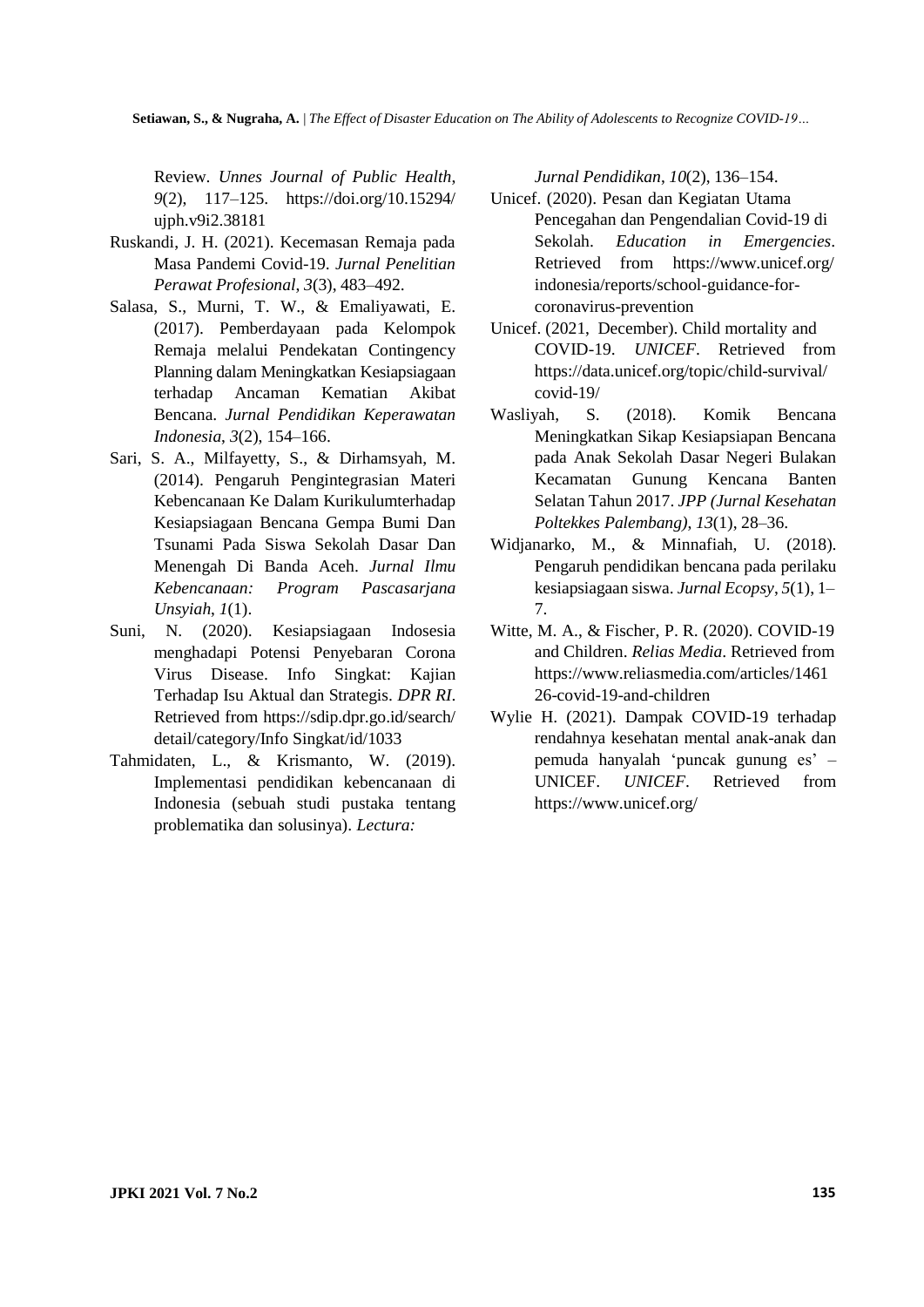Review. *Unnes Journal of Public Health*, *9*(2), 117–125. https://doi.org/10.15294/ujph.v9i2.38181

Ruskandi, J. H. (2021). Kecemasan Remaja pada Masa Pandemi Covid-19. *Jurnal Penelitian Perawat Profesional*, *3*(3), 483–492.

Salasa, S., Murni, T. W., & Emaliyawati, E. (2017). Pemberdayaan pada Kelompok Remaja melalui Pendekatan Contingency Planning dalam Meningkatkan Kesiapsiagaan terhadap Ancaman Kematian Akibat Bencana. *Jurnal Pendidikan Keperawatan Indonesia*, *3*(2), 154–166.

Sari, S. A., Milfayetty, S., & Dirhamsyah, M. (2014). Pengaruh Pengintegrasian Materi Kebencanaan Ke Dalam Kurikulumterhadap Kesiapsiagaan Bencana Gempa Bumi Dan Tsunami Pada Siswa Sekolah Dasar Dan Menengah Di Banda Aceh. *Jurnal Ilmu Kebencanaan: Program Pascasarjana Unsyiah*, *1*(1).

Suni, N. (2020). Kesiapsiagaan Indosesia menghadapi Potensi Penyebaran Corona Virus Disease. Info Singkat: Kajian Terhadap Isu Aktual dan Strategis. *DPR RI*. Retrieved from https://sdip.dpr.go.id/search/detail/category/Info Singkat/id/1033

Tahmidaten, L., & Krismanto, W. (2019). Implementasi pendidikan kebencanaan di Indonesia (sebuah studi pustaka tentang problematika dan solusinya). *Lectura: Jurnal Pendidikan*, *10*(2), 136–154.

Unicef. (2020). Pesan dan Kegiatan Utama Pencegahan dan Pengendalian Covid-19 di Sekolah. *Education in Emergencies*. Retrieved from https://www.unicef.org/indonesia/reports/school-guidance-for-coronavirus-prevention

Unicef. (2021, December). Child mortality and COVID-19. *UNICEF*. Retrieved from https://data.unicef.org/topic/child-survival/covid-19/

Wasliyah, S. (2018). Komik Bencana Meningkatkan Sikap Kesiapsiapan Bencana pada Anak Sekolah Dasar Negeri Bulakan Kecamatan Gunung Kencana Banten Selatan Tahun 2017. *JPP (Jurnal Kesehatan Poltekkes Palembang)*, *13*(1), 28–36.

Widjanarko, M., & Minnafiah, U. (2018). Pengaruh pendidikan bencana pada perilaku kesiapsiagaan siswa. *Jurnal Ecopsy*, *5*(1), 1–7.

Witte, M. A., & Fischer, P. R. (2020). COVID-19 and Children. *Relias Media*. Retrieved from https://www.reliasmedia.com/articles/146126-covid-19-and-children

Wylie H. (2021). Dampak COVID-19 terhadap rendahnya kesehatan mental anak-anak dan pemuda hanyalah 'puncak gunung es' – UNICEF. *UNICEF*. Retrieved from https://www.unicef.org/